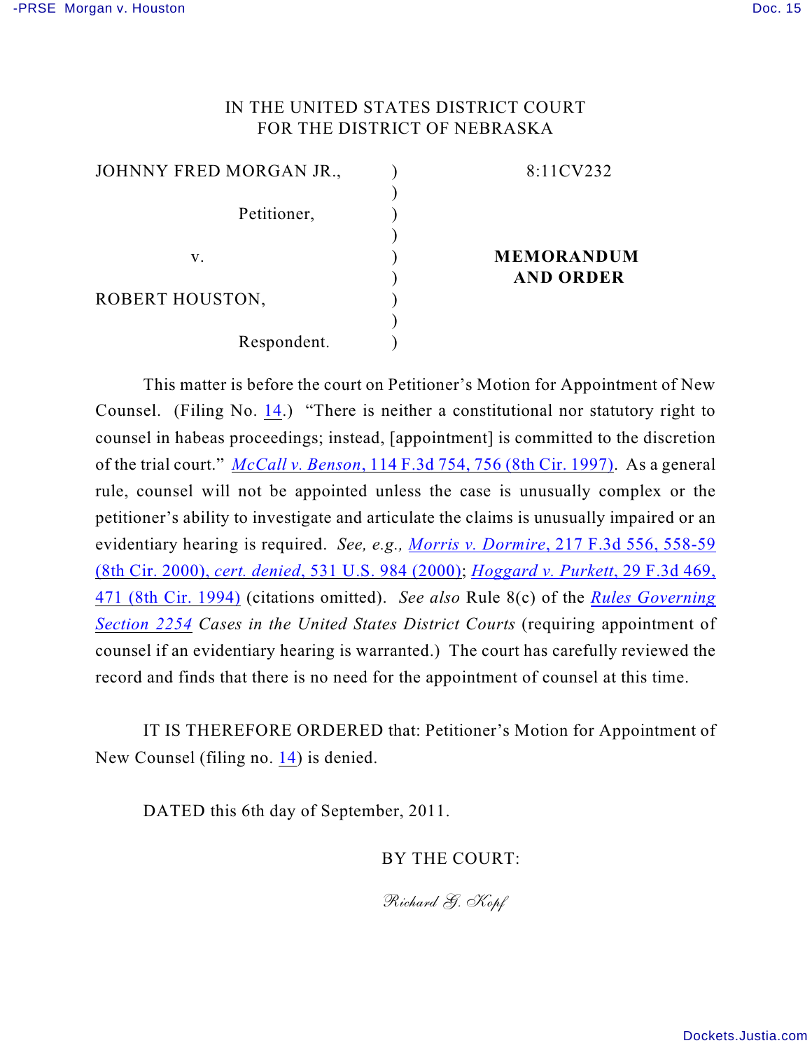IN THE UNITED STATES DISTRICT COURT
FOR THE DISTRICT OF NEBRASKA

| | | |
|---|---|---|
| JOHNNY FRED MORGAN JR., | ) | 8:11CV232 |
| Petitioner, | ) | |
| v. | ) | **MEMORANDUM AND ORDER** |
| ROBERT HOUSTON, | ) | |
| Respondent. | ) | |

This matter is before the court on Petitioner's Motion for Appointment of New Counsel. (Filing No. 14.) "There is neither a constitutional nor statutory right to counsel in habeas proceedings; instead, [appointment] is committed to the discretion of the trial court." *McCall v. Benson*, 114 F.3d 754, 756 (8th Cir. 1997). As a general rule, counsel will not be appointed unless the case is unusually complex or the petitioner's ability to investigate and articulate the claims is unusually impaired or an evidentiary hearing is required. *See, e.g., Morris v. Dormire*, 217 F.3d 556, 558-59 (8th Cir. 2000), *cert. denied*, 531 U.S. 984 (2000); *Hoggard v. Purkett*, 29 F.3d 469, 471 (8th Cir. 1994) (citations omitted). *See also* Rule 8(c) of the *Rules Governing Section 2254 Cases in the United States District Courts* (requiring appointment of counsel if an evidentiary hearing is warranted.) The court has carefully reviewed the record and finds that there is no need for the appointment of counsel at this time.

IT IS THEREFORE ORDERED that: Petitioner's Motion for Appointment of New Counsel (filing no. 14) is denied.

DATED this 6th day of September, 2011.

BY THE COURT:

*Richard G. Kopf*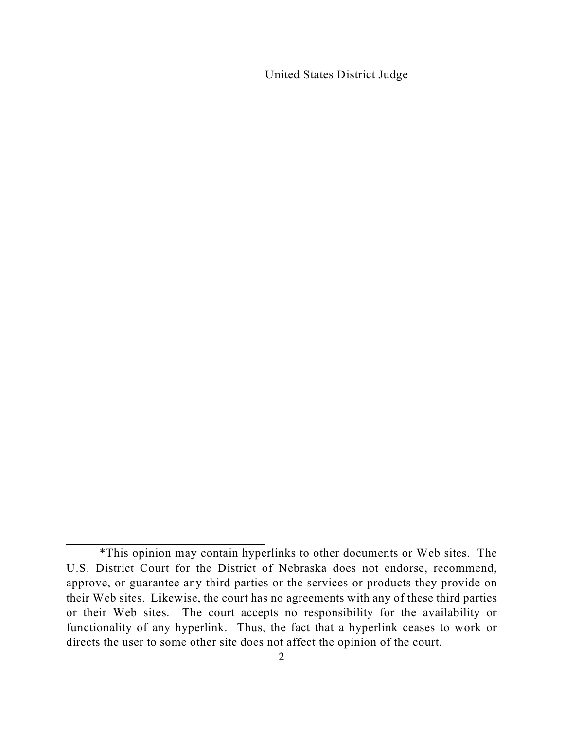United States District Judge

---

*This opinion may contain hyperlinks to other documents or Web sites. The U.S. District Court for the District of Nebraska does not endorse, recommend, approve, or guarantee any third parties or the services or products they provide on their Web sites. Likewise, the court has no agreements with any of these third parties or their Web sites. The court accepts no responsibility for the availability or functionality of any hyperlink. Thus, the fact that a hyperlink ceases to work or directs the user to some other site does not affect the opinion of the court.